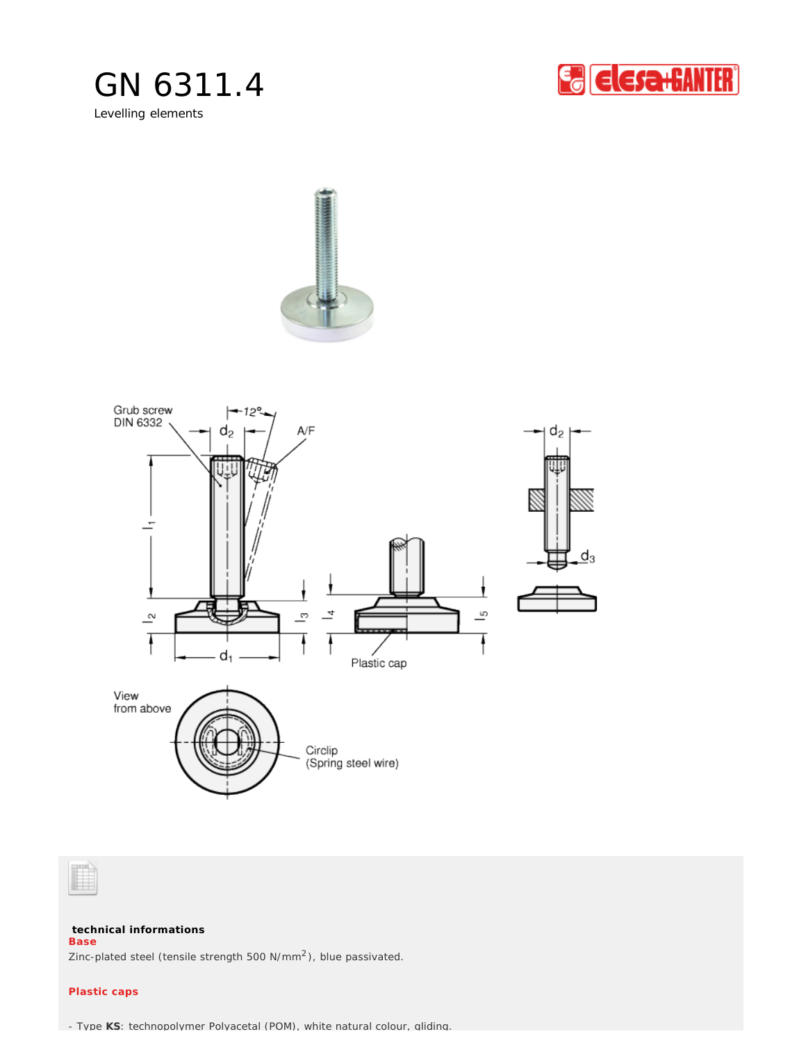# GN 6311.4

Levelling elements

Grub screw DIN 6332

12°

$d_2$

A/F

$l_1$

$l_2$

$l_3$

$d_1$

$l_4$

$l_5$

Plastic cap

$d_2$

$d_3$

View from above

Circlip (Spring steel wire)

**technical informations**

**Base**

Zinc-plated steel (tensile strength 500 N/mm$^2$), blue passivated.

**Plastic caps**

- Type **KS**: technopolymer Polyacetal (POM), white natural colour, gliding.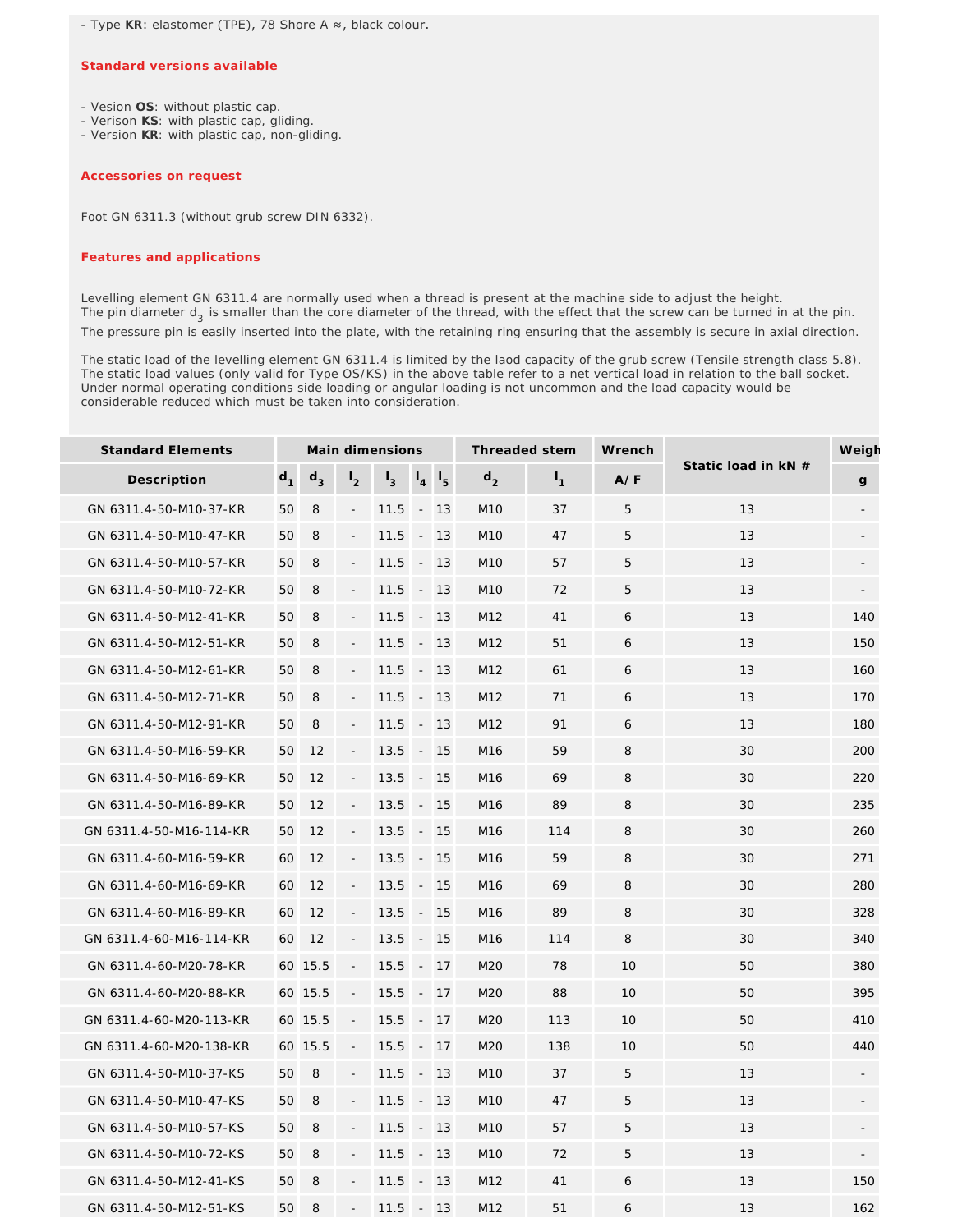- Type **KR**: elastomer (TPE), 78 Shore A ≈, black colour.

### Standard versions available

- Vesion **OS**: without plastic cap.
- Verison **KS**: with plastic cap, gliding.
- Version **KR**: with plastic cap, non-gliding.

### Accessories on request

Foot GN 6311.3 (without grub screw DIN 6332).

### Features and applications

Levelling element GN 6311.4 are normally used when a thread is present at the machine side to adjust the height.
The pin diameter $d_3$ is smaller than the core diameter of the thread, with the effect that the screw can be turned in at the pin.
The pressure pin is easily inserted into the plate, with the retaining ring ensuring that the assembly is secure in axial direction.

The static load of the levelling element GN 6311.4 is limited by the laod capacity of the grub screw (Tensile strength class 5.8).
The static load values (only valid for Type OS/KS) in the above table refer to a net vertical load in relation to the ball socket.
Under normal operating conditions side loading or angular loading is not uncommon and the load capacity would be considerable reduced which must be taken into consideration.

| Standard Elements | Main dimensions | | | | | | Threaded stem | | Wrench | Static load in kN # | Weigh |
|---|---|---|---|---|---|---|---|---|---|---|---|
| Description | $d_1$ | $d_3$ | $l_2$ | $l_3$ | $l_4$ | $l_5$ | $d_2$ | $l_1$ | A/F | | g |
| GN 6311.4-50-M10-37-KR | 50 | 8 | - | 11.5 | - | 13 | M10 | 37 | 5 | 13 | - |
| GN 6311.4-50-M10-47-KR | 50 | 8 | - | 11.5 | - | 13 | M10 | 47 | 5 | 13 | - |
| GN 6311.4-50-M10-57-KR | 50 | 8 | - | 11.5 | - | 13 | M10 | 57 | 5 | 13 | - |
| GN 6311.4-50-M10-72-KR | 50 | 8 | - | 11.5 | - | 13 | M10 | 72 | 5 | 13 | - |
| GN 6311.4-50-M12-41-KR | 50 | 8 | - | 11.5 | - | 13 | M12 | 41 | 6 | 13 | 140 |
| GN 6311.4-50-M12-51-KR | 50 | 8 | - | 11.5 | - | 13 | M12 | 51 | 6 | 13 | 150 |
| GN 6311.4-50-M12-61-KR | 50 | 8 | - | 11.5 | - | 13 | M12 | 61 | 6 | 13 | 160 |
| GN 6311.4-50-M12-71-KR | 50 | 8 | - | 11.5 | - | 13 | M12 | 71 | 6 | 13 | 170 |
| GN 6311.4-50-M12-91-KR | 50 | 8 | - | 11.5 | - | 13 | M12 | 91 | 6 | 13 | 180 |
| GN 6311.4-50-M16-59-KR | 50 | 12 | - | 13.5 | - | 15 | M16 | 59 | 8 | 30 | 200 |
| GN 6311.4-50-M16-69-KR | 50 | 12 | - | 13.5 | - | 15 | M16 | 69 | 8 | 30 | 220 |
| GN 6311.4-50-M16-89-KR | 50 | 12 | - | 13.5 | - | 15 | M16 | 89 | 8 | 30 | 235 |
| GN 6311.4-50-M16-114-KR | 50 | 12 | - | 13.5 | - | 15 | M16 | 114 | 8 | 30 | 260 |
| GN 6311.4-60-M16-59-KR | 60 | 12 | - | 13.5 | - | 15 | M16 | 59 | 8 | 30 | 271 |
| GN 6311.4-60-M16-69-KR | 60 | 12 | - | 13.5 | - | 15 | M16 | 69 | 8 | 30 | 280 |
| GN 6311.4-60-M16-89-KR | 60 | 12 | - | 13.5 | - | 15 | M16 | 89 | 8 | 30 | 328 |
| GN 6311.4-60-M16-114-KR | 60 | 12 | - | 13.5 | - | 15 | M16 | 114 | 8 | 30 | 340 |
| GN 6311.4-60-M20-78-KR | 60 | 15.5 | - | 15.5 | - | 17 | M20 | 78 | 10 | 50 | 380 |
| GN 6311.4-60-M20-88-KR | 60 | 15.5 | - | 15.5 | - | 17 | M20 | 88 | 10 | 50 | 395 |
| GN 6311.4-60-M20-113-KR | 60 | 15.5 | - | 15.5 | - | 17 | M20 | 113 | 10 | 50 | 410 |
| GN 6311.4-60-M20-138-KR | 60 | 15.5 | - | 15.5 | - | 17 | M20 | 138 | 10 | 50 | 440 |
| GN 6311.4-50-M10-37-KS | 50 | 8 | - | 11.5 | - | 13 | M10 | 37 | 5 | 13 | - |
| GN 6311.4-50-M10-47-KS | 50 | 8 | - | 11.5 | - | 13 | M10 | 47 | 5 | 13 | - |
| GN 6311.4-50-M10-57-KS | 50 | 8 | - | 11.5 | - | 13 | M10 | 57 | 5 | 13 | - |
| GN 6311.4-50-M10-72-KS | 50 | 8 | - | 11.5 | - | 13 | M10 | 72 | 5 | 13 | - |
| GN 6311.4-50-M12-41-KS | 50 | 8 | - | 11.5 | - | 13 | M12 | 41 | 6 | 13 | 150 |
| GN 6311.4-50-M12-51-KS | 50 | 8 | - | 11.5 | - | 13 | M12 | 51 | 6 | 13 | 162 |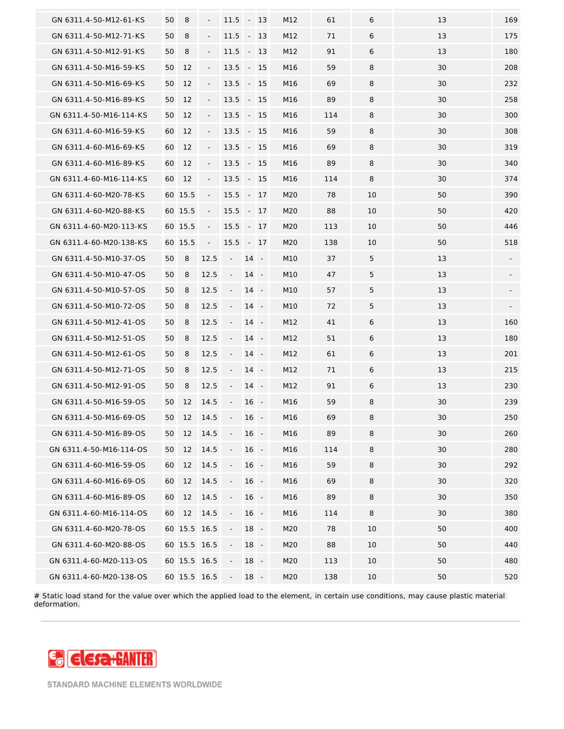| | | | | | | | | | | | |
|---|---|---|---|---|---|---|---|---|---|---|---|
| GN 6311.4-50-M12-61-KS | 50 | 8 | - | 11.5 | - | 13 | M12 | 61 | 6 | 13 | 169 |
| GN 6311.4-50-M12-71-KS | 50 | 8 | - | 11.5 | - | 13 | M12 | 71 | 6 | 13 | 175 |
| GN 6311.4-50-M12-91-KS | 50 | 8 | - | 11.5 | - | 13 | M12 | 91 | 6 | 13 | 180 |
| GN 6311.4-50-M16-59-KS | 50 | 12 | - | 13.5 | - | 15 | M16 | 59 | 8 | 30 | 208 |
| GN 6311.4-50-M16-69-KS | 50 | 12 | - | 13.5 | - | 15 | M16 | 69 | 8 | 30 | 232 |
| GN 6311.4-50-M16-89-KS | 50 | 12 | - | 13.5 | - | 15 | M16 | 89 | 8 | 30 | 258 |
| GN 6311.4-50-M16-114-KS | 50 | 12 | - | 13.5 | - | 15 | M16 | 114 | 8 | 30 | 300 |
| GN 6311.4-60-M16-59-KS | 60 | 12 | - | 13.5 | - | 15 | M16 | 59 | 8 | 30 | 308 |
| GN 6311.4-60-M16-69-KS | 60 | 12 | - | 13.5 | - | 15 | M16 | 69 | 8 | 30 | 319 |
| GN 6311.4-60-M16-89-KS | 60 | 12 | - | 13.5 | - | 15 | M16 | 89 | 8 | 30 | 340 |
| GN 6311.4-60-M16-114-KS | 60 | 12 | - | 13.5 | - | 15 | M16 | 114 | 8 | 30 | 374 |
| GN 6311.4-60-M20-78-KS | 60 | 15.5 | - | 15.5 | - | 17 | M20 | 78 | 10 | 50 | 390 |
| GN 6311.4-60-M20-88-KS | 60 | 15.5 | - | 15.5 | - | 17 | M20 | 88 | 10 | 50 | 420 |
| GN 6311.4-60-M20-113-KS | 60 | 15.5 | - | 15.5 | - | 17 | M20 | 113 | 10 | 50 | 446 |
| GN 6311.4-60-M20-138-KS | 60 | 15.5 | - | 15.5 | - | 17 | M20 | 138 | 10 | 50 | 518 |
| GN 6311.4-50-M10-37-OS | 50 | 8 | 12.5 | - | 14 | - | M10 | 37 | 5 | 13 | - |
| GN 6311.4-50-M10-47-OS | 50 | 8 | 12.5 | - | 14 | - | M10 | 47 | 5 | 13 | - |
| GN 6311.4-50-M10-57-OS | 50 | 8 | 12.5 | - | 14 | - | M10 | 57 | 5 | 13 | - |
| GN 6311.4-50-M10-72-OS | 50 | 8 | 12.5 | - | 14 | - | M10 | 72 | 5 | 13 | - |
| GN 6311.4-50-M12-41-OS | 50 | 8 | 12.5 | - | 14 | - | M12 | 41 | 6 | 13 | 160 |
| GN 6311.4-50-M12-51-OS | 50 | 8 | 12.5 | - | 14 | - | M12 | 51 | 6 | 13 | 180 |
| GN 6311.4-50-M12-61-OS | 50 | 8 | 12.5 | - | 14 | - | M12 | 61 | 6 | 13 | 201 |
| GN 6311.4-50-M12-71-OS | 50 | 8 | 12.5 | - | 14 | - | M12 | 71 | 6 | 13 | 215 |
| GN 6311.4-50-M12-91-OS | 50 | 8 | 12.5 | - | 14 | - | M12 | 91 | 6 | 13 | 230 |
| GN 6311.4-50-M16-59-OS | 50 | 12 | 14.5 | - | 16 | - | M16 | 59 | 8 | 30 | 239 |
| GN 6311.4-50-M16-69-OS | 50 | 12 | 14.5 | - | 16 | - | M16 | 69 | 8 | 30 | 250 |
| GN 6311.4-50-M16-89-OS | 50 | 12 | 14.5 | - | 16 | - | M16 | 89 | 8 | 30 | 260 |
| GN 6311.4-50-M16-114-OS | 50 | 12 | 14.5 | - | 16 | - | M16 | 114 | 8 | 30 | 280 |
| GN 6311.4-60-M16-59-OS | 60 | 12 | 14.5 | - | 16 | - | M16 | 59 | 8 | 30 | 292 |
| GN 6311.4-60-M16-69-OS | 60 | 12 | 14.5 | - | 16 | - | M16 | 69 | 8 | 30 | 320 |
| GN 6311.4-60-M16-89-OS | 60 | 12 | 14.5 | - | 16 | - | M16 | 89 | 8 | 30 | 350 |
| GN 6311.4-60-M16-114-OS | 60 | 12 | 14.5 | - | 16 | - | M16 | 114 | 8 | 30 | 380 |
| GN 6311.4-60-M20-78-OS | 60 | 15.5 | 16.5 | - | 18 | - | M20 | 78 | 10 | 50 | 400 |
| GN 6311.4-60-M20-88-OS | 60 | 15.5 | 16.5 | - | 18 | - | M20 | 88 | 10 | 50 | 440 |
| GN 6311.4-60-M20-113-OS | 60 | 15.5 | 16.5 | - | 18 | - | M20 | 113 | 10 | 50 | 480 |
| GN 6311.4-60-M20-138-OS | 60 | 15.5 | 16.5 | - | 18 | - | M20 | 138 | 10 | 50 | 520 |

# Static load stand for the value over which the applied load to the element, in certain use conditions, may cause plastic material deformation.

elesa+GANTER

STANDARD MACHINE ELEMENTS WORLDWIDE